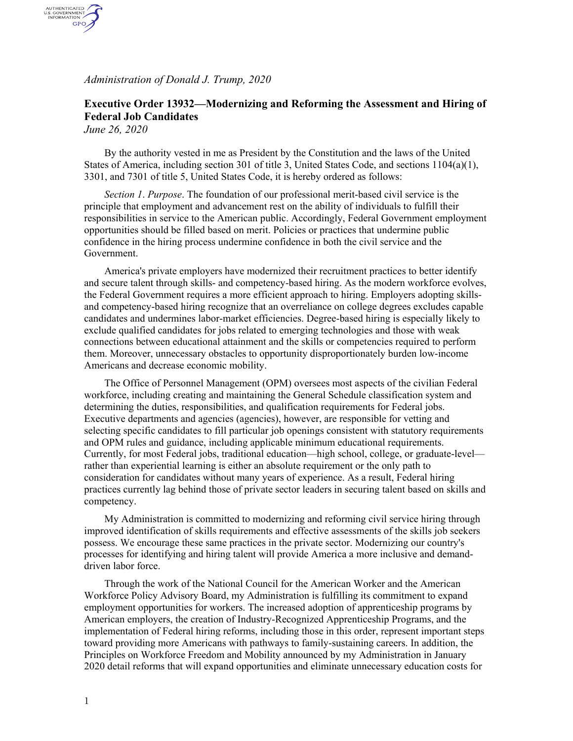*Administration of Donald J. Trump, 2020*

# Executive Order 13932—Modernizing and Reforming the Assessment and Hiring of Federal Job Candidates

*June 26, 2020*

By the authority vested in me as President by the Constitution and the laws of the United States of America, including section 301 of title 3, United States Code, and sections 1104(a)(1), 3301, and 7301 of title 5, United States Code, it is hereby ordered as follows:

*Section 1*. *Purpose*. The foundation of our professional merit-based civil service is the principle that employment and advancement rest on the ability of individuals to fulfill their responsibilities in service to the American public. Accordingly, Federal Government employment opportunities should be filled based on merit. Policies or practices that undermine public confidence in the hiring process undermine confidence in both the civil service and the Government.

America's private employers have modernized their recruitment practices to better identify and secure talent through skills- and competency-based hiring. As the modern workforce evolves, the Federal Government requires a more efficient approach to hiring. Employers adopting skills- and competency-based hiring recognize that an overreliance on college degrees excludes capable candidates and undermines labor-market efficiencies. Degree-based hiring is especially likely to exclude qualified candidates for jobs related to emerging technologies and those with weak connections between educational attainment and the skills or competencies required to perform them. Moreover, unnecessary obstacles to opportunity disproportionately burden low-income Americans and decrease economic mobility.

The Office of Personnel Management (OPM) oversees most aspects of the civilian Federal workforce, including creating and maintaining the General Schedule classification system and determining the duties, responsibilities, and qualification requirements for Federal jobs. Executive departments and agencies (agencies), however, are responsible for vetting and selecting specific candidates to fill particular job openings consistent with statutory requirements and OPM rules and guidance, including applicable minimum educational requirements. Currently, for most Federal jobs, traditional education—high school, college, or graduate-level—rather than experiential learning is either an absolute requirement or the only path to consideration for candidates without many years of experience. As a result, Federal hiring practices currently lag behind those of private sector leaders in securing talent based on skills and competency.

My Administration is committed to modernizing and reforming civil service hiring through improved identification of skills requirements and effective assessments of the skills job seekers possess. We encourage these same practices in the private sector. Modernizing our country's processes for identifying and hiring talent will provide America a more inclusive and demand-driven labor force.

Through the work of the National Council for the American Worker and the American Workforce Policy Advisory Board, my Administration is fulfilling its commitment to expand employment opportunities for workers. The increased adoption of apprenticeship programs by American employers, the creation of Industry-Recognized Apprenticeship Programs, and the implementation of Federal hiring reforms, including those in this order, represent important steps toward providing more Americans with pathways to family-sustaining careers. In addition, the Principles on Workforce Freedom and Mobility announced by my Administration in January 2020 detail reforms that will expand opportunities and eliminate unnecessary education costs for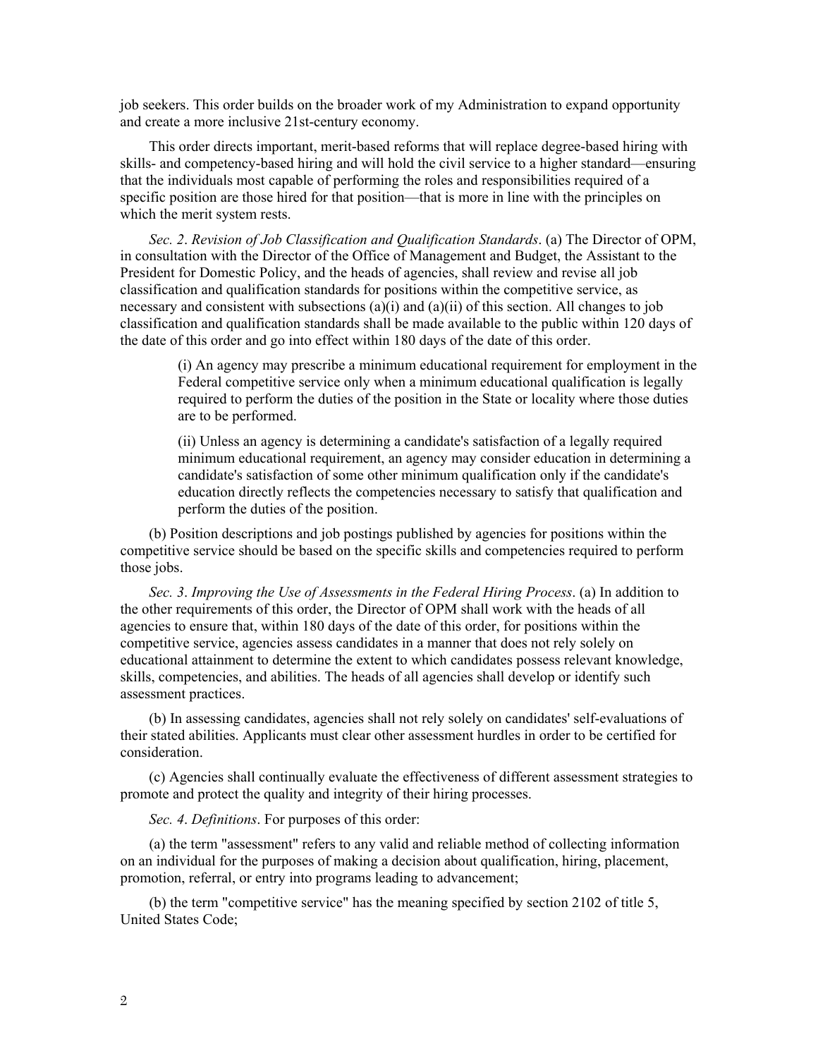job seekers. This order builds on the broader work of my Administration to expand opportunity and create a more inclusive 21st-century economy.

This order directs important, merit-based reforms that will replace degree-based hiring with skills- and competency-based hiring and will hold the civil service to a higher standard—ensuring that the individuals most capable of performing the roles and responsibilities required of a specific position are those hired for that position—that is more in line with the principles on which the merit system rests.

*Sec. 2*. *Revision of Job Classification and Qualification Standards*. (a) The Director of OPM, in consultation with the Director of the Office of Management and Budget, the Assistant to the President for Domestic Policy, and the heads of agencies, shall review and revise all job classification and qualification standards for positions within the competitive service, as necessary and consistent with subsections (a)(i) and (a)(ii) of this section. All changes to job classification and qualification standards shall be made available to the public within 120 days of the date of this order and go into effect within 180 days of the date of this order.

> (i) An agency may prescribe a minimum educational requirement for employment in the Federal competitive service only when a minimum educational qualification is legally required to perform the duties of the position in the State or locality where those duties are to be performed.
>
> (ii) Unless an agency is determining a candidate's satisfaction of a legally required minimum educational requirement, an agency may consider education in determining a candidate's satisfaction of some other minimum qualification only if the candidate's education directly reflects the competencies necessary to satisfy that qualification and perform the duties of the position.

(b) Position descriptions and job postings published by agencies for positions within the competitive service should be based on the specific skills and competencies required to perform those jobs.

*Sec. 3*. *Improving the Use of Assessments in the Federal Hiring Process*. (a) In addition to the other requirements of this order, the Director of OPM shall work with the heads of all agencies to ensure that, within 180 days of the date of this order, for positions within the competitive service, agencies assess candidates in a manner that does not rely solely on educational attainment to determine the extent to which candidates possess relevant knowledge, skills, competencies, and abilities. The heads of all agencies shall develop or identify such assessment practices.

(b) In assessing candidates, agencies shall not rely solely on candidates' self-evaluations of their stated abilities. Applicants must clear other assessment hurdles in order to be certified for consideration.

(c) Agencies shall continually evaluate the effectiveness of different assessment strategies to promote and protect the quality and integrity of their hiring processes.

*Sec. 4*. *Definitions*. For purposes of this order:

(a) the term "assessment" refers to any valid and reliable method of collecting information on an individual for the purposes of making a decision about qualification, hiring, placement, promotion, referral, or entry into programs leading to advancement;

(b) the term "competitive service" has the meaning specified by section 2102 of title 5, United States Code;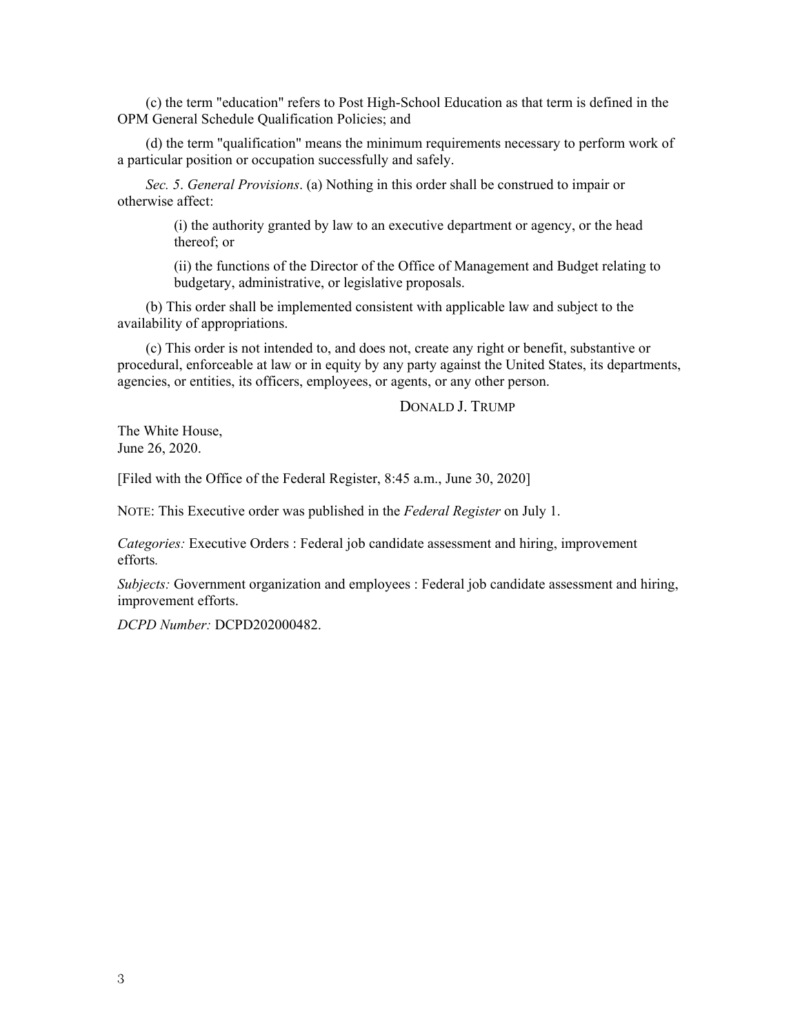(c) the term "education" refers to Post High-School Education as that term is defined in the OPM General Schedule Qualification Policies; and

(d) the term "qualification" means the minimum requirements necessary to perform work of a particular position or occupation successfully and safely.

*Sec. 5*. *General Provisions*. (a) Nothing in this order shall be construed to impair or otherwise affect:

> (i) the authority granted by law to an executive department or agency, or the head thereof; or
>
> (ii) the functions of the Director of the Office of Management and Budget relating to budgetary, administrative, or legislative proposals.

(b) This order shall be implemented consistent with applicable law and subject to the availability of appropriations.

(c) This order is not intended to, and does not, create any right or benefit, substantive or procedural, enforceable at law or in equity by any party against the United States, its departments, agencies, or entities, its officers, employees, or agents, or any other person.

DONALD J. TRUMP

The White House,
June 26, 2020.

[Filed with the Office of the Federal Register, 8:45 a.m., June 30, 2020]

NOTE: This Executive order was published in the *Federal Register* on July 1.

*Categories:* Executive Orders : Federal job candidate assessment and hiring, improvement efforts.

*Subjects:* Government organization and employees : Federal job candidate assessment and hiring, improvement efforts.

*DCPD Number:* DCPD202000482.